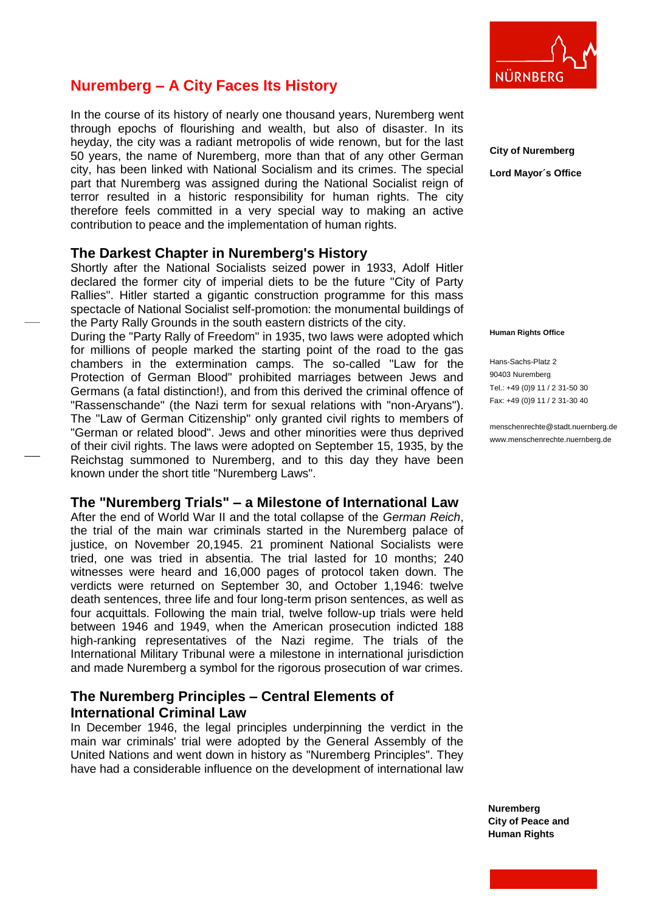# Nuremberg – A City Faces Its History

City of Nuremberg

Lord Mayor´s Office

In the course of its history of nearly one thousand years, Nuremberg went through epochs of flourishing and wealth, but also of disaster. In its heyday, the city was a radiant metropolis of wide renown, but for the last 50 years, the name of Nuremberg, more than that of any other German city, has been linked with National Socialism and its crimes. The special part that Nuremberg was assigned during the National Socialist reign of terror resulted in a historic responsibility for human rights. The city therefore feels committed in a very special way to making an active contribution to peace and the implementation of human rights.

## The Darkest Chapter in Nuremberg's History

Shortly after the National Socialists seized power in 1933, Adolf Hitler declared the former city of imperial diets to be the future "City of Party Rallies". Hitler started a gigantic construction programme for this mass spectacle of National Socialist self-promotion: the monumental buildings of the Party Rally Grounds in the south eastern districts of the city.

During the "Party Rally of Freedom" in 1935, two laws were adopted which for millions of people marked the starting point of the road to the gas chambers in the extermination camps. The so-called "Law for the Protection of German Blood" prohibited marriages between Jews and Germans (a fatal distinction!), and from this derived the criminal offence of "Rassenschande" (the Nazi term for sexual relations with "non-Aryans"). The "Law of German Citizenship" only granted civil rights to members of "German or related blood". Jews and other minorities were thus deprived of their civil rights. The laws were adopted on September 15, 1935, by the Reichstag summoned to Nuremberg, and to this day they have been known under the short title "Nuremberg Laws".

**Human Rights Office**

Hans-Sachs-Platz 2
90403 Nuremberg
Tel.: +49 (0)9 11 / 2 31-50 30
Fax: +49 (0)9 11 / 2 31-30 40

menschenrechte@stadt.nuernberg.de
www.menschenrechte.nuernberg.de

## The "Nuremberg Trials" – a Milestone of International Law

After the end of World War II and the total collapse of the *German Reich*, the trial of the main war criminals started in the Nuremberg palace of justice, on November 20,1945. 21 prominent National Socialists were tried, one was tried in absentia. The trial lasted for 10 months; 240 witnesses were heard and 16,000 pages of protocol taken down. The verdicts were returned on September 30, and October 1,1946: twelve death sentences, three life and four long-term prison sentences, as well as four acquittals. Following the main trial, twelve follow-up trials were held between 1946 and 1949, when the American prosecution indicted 188 high-ranking representatives of the Nazi regime. The trials of the International Military Tribunal were a milestone in international jurisdiction and made Nuremberg a symbol for the rigorous prosecution of war crimes.

## The Nuremberg Principles – Central Elements of International Criminal Law

In December 1946, the legal principles underpinning the verdict in the main war criminals' trial were adopted by the General Assembly of the United Nations and went down in history as "Nuremberg Principles". They have had a considerable influence on the development of international law

**Nuremberg
City of Peace and
Human Rights**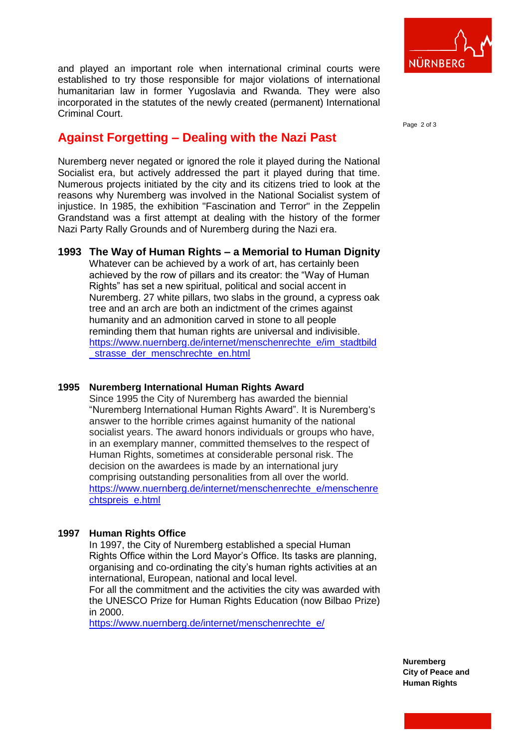and played an important role when international criminal courts were established to try those responsible for major violations of international humanitarian law in former Yugoslavia and Rwanda. They were also incorporated in the statutes of the newly created (permanent) International Criminal Court.

## Against Forgetting – Dealing with the Nazi Past

Nuremberg never negated or ignored the role it played during the National Socialist era, but actively addressed the part it played during that time. Numerous projects initiated by the city and its citizens tried to look at the reasons why Nuremberg was involved in the National Socialist system of injustice. In 1985, the exhibition "Fascination and Terror" in the Zeppelin Grandstand was a first attempt at dealing with the history of the former Nazi Party Rally Grounds and of Nuremberg during the Nazi era.

### 1993 The Way of Human Rights – a Memorial to Human Dignity

Whatever can be achieved by a work of art, has certainly been achieved by the row of pillars and its creator: the "Way of Human Rights" has set a new spiritual, political and social accent in Nuremberg. 27 white pillars, two slabs in the ground, a cypress oak tree and an arch are both an indictment of the crimes against humanity and an admonition carved in stone to all people reminding them that human rights are universal and indivisible.
https://www.nuernberg.de/internet/menschenrechte_e/im_stadtbild_strasse_der_menschrechte_en.html

### 1995 Nuremberg International Human Rights Award

Since 1995 the City of Nuremberg has awarded the biennial "Nuremberg International Human Rights Award". It is Nuremberg's answer to the horrible crimes against humanity of the national socialist years. The award honors individuals or groups who have, in an exemplary manner, committed themselves to the respect of Human Rights, sometimes at considerable personal risk. The decision on the awardees is made by an international jury comprising outstanding personalities from all over the world.
https://www.nuernberg.de/internet/menschenrechte_e/menschenrechtspreis_e.html

### 1997 Human Rights Office

In 1997, the City of Nuremberg established a special Human Rights Office within the Lord Mayor's Office. Its tasks are planning, organising and co-ordinating the city's human rights activities at an international, European, national and local level.
For all the commitment and the activities the city was awarded with the UNESCO Prize for Human Rights Education (now Bilbao Prize) in 2000.
https://www.nuernberg.de/internet/menschenrechte_e/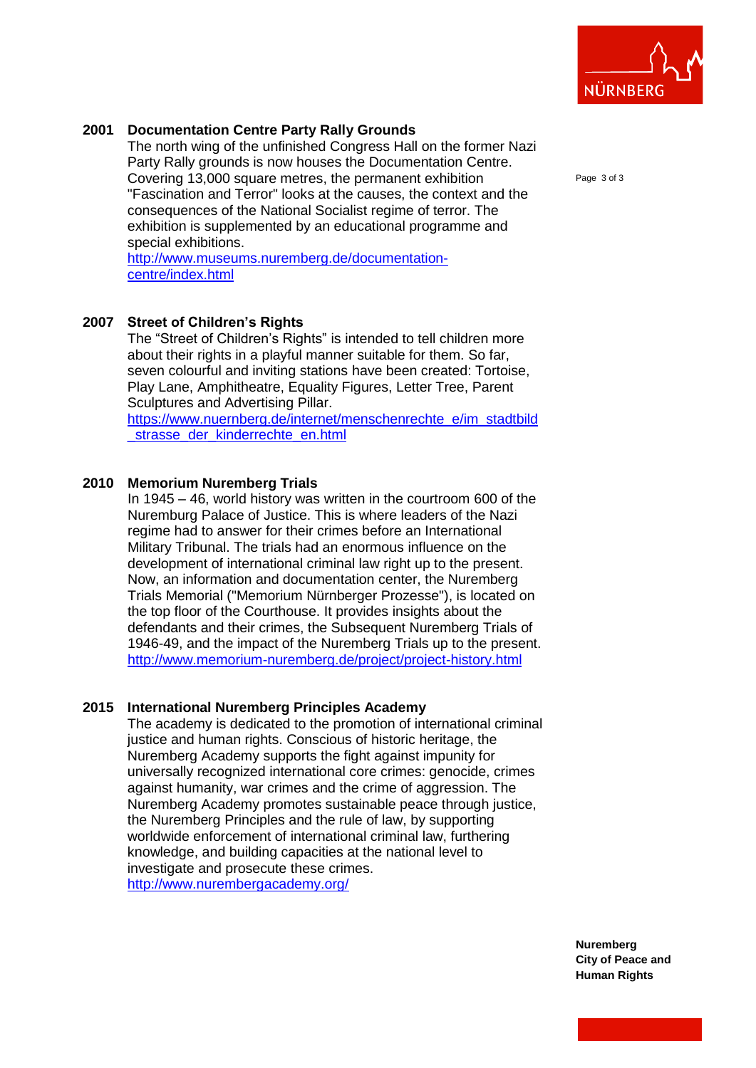**2001 Documentation Centre Party Rally Grounds**

The north wing of the unfinished Congress Hall on the former Nazi Party Rally grounds is now houses the Documentation Centre. Covering 13,000 square metres, the permanent exhibition "Fascination and Terror" looks at the causes, the context and the consequences of the National Socialist regime of terror. The exhibition is supplemented by an educational programme and special exhibitions.
http://www.museums.nuremberg.de/documentation-centre/index.html

**2007 Street of Children's Rights**

The "Street of Children's Rights" is intended to tell children more about their rights in a playful manner suitable for them. So far, seven colourful and inviting stations have been created: Tortoise, Play Lane, Amphitheatre, Equality Figures, Letter Tree, Parent Sculptures and Advertising Pillar.
https://www.nuernberg.de/internet/menschenrechte_e/im_stadtbild_strasse_der_kinderrechte_en.html

**2010 Memorium Nuremberg Trials**

In 1945 – 46, world history was written in the courtroom 600 of the Nuremburg Palace of Justice. This is where leaders of the Nazi regime had to answer for their crimes before an International Military Tribunal. The trials had an enormous influence on the development of international criminal law right up to the present. Now, an information and documentation center, the Nuremberg Trials Memorial ("Memorium Nürnberger Prozesse"), is located on the top floor of the Courthouse. It provides insights about the defendants and their crimes, the Subsequent Nuremberg Trials of 1946-49, and the impact of the Nuremberg Trials up to the present.
http://www.memorium-nuremberg.de/project/project-history.html

**2015 International Nuremberg Principles Academy**

The academy is dedicated to the promotion of international criminal justice and human rights. Conscious of historic heritage, the Nuremberg Academy supports the fight against impunity for universally recognized international core crimes: genocide, crimes against humanity, war crimes and the crime of aggression. The Nuremberg Academy promotes sustainable peace through justice, the Nuremberg Principles and the rule of law, by supporting worldwide enforcement of international criminal law, furthering knowledge, and building capacities at the national level to investigate and prosecute these crimes.
http://www.nurembergacademy.org/